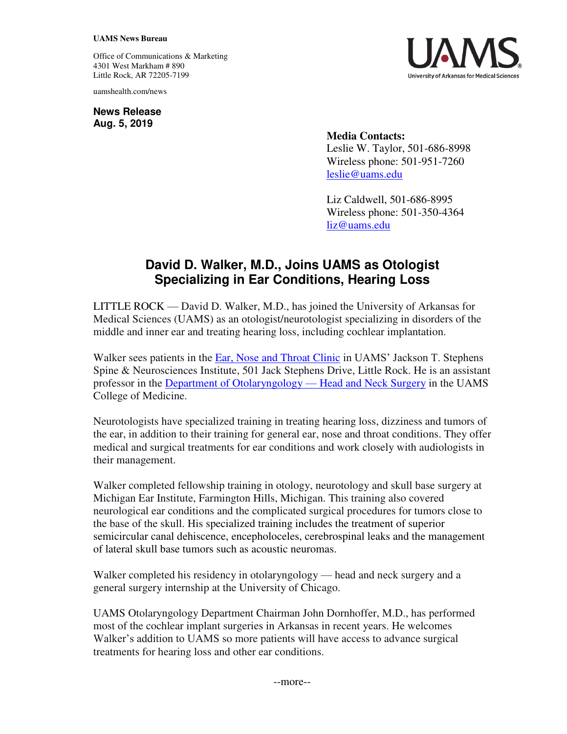**UAMS News Bureau**

Office of Communications & Marketing
4301 West Markham # 890
Little Rock, AR 72205-7199

uamshealth.com/news

**News Release**
**Aug. 5, 2019**

**Media Contacts:**
Leslie W. Taylor, 501-686-8998
Wireless phone: 501-951-7260
leslie@uams.edu

Liz Caldwell, 501-686-8995
Wireless phone: 501-350-4364
liz@uams.edu

# David D. Walker, M.D., Joins UAMS as Otologist Specializing in Ear Conditions, Hearing Loss

LITTLE ROCK — David D. Walker, M.D., has joined the University of Arkansas for Medical Sciences (UAMS) as an otologist/neurotologist specializing in disorders of the middle and inner ear and treating hearing loss, including cochlear implantation.

Walker sees patients in the Ear, Nose and Throat Clinic in UAMS' Jackson T. Stephens Spine & Neurosciences Institute, 501 Jack Stephens Drive, Little Rock. He is an assistant professor in the Department of Otolaryngology — Head and Neck Surgery in the UAMS College of Medicine.

Neurotologists have specialized training in treating hearing loss, dizziness and tumors of the ear, in addition to their training for general ear, nose and throat conditions. They offer medical and surgical treatments for ear conditions and work closely with audiologists in their management.

Walker completed fellowship training in otology, neurotology and skull base surgery at Michigan Ear Institute, Farmington Hills, Michigan. This training also covered neurological ear conditions and the complicated surgical procedures for tumors close to the base of the skull. His specialized training includes the treatment of superior semicircular canal dehiscence, encepholoceles, cerebrospinal leaks and the management of lateral skull base tumors such as acoustic neuromas.

Walker completed his residency in otolaryngology — head and neck surgery and a general surgery internship at the University of Chicago.

UAMS Otolaryngology Department Chairman John Dornhoffer, M.D., has performed most of the cochlear implant surgeries in Arkansas in recent years. He welcomes Walker's addition to UAMS so more patients will have access to advance surgical treatments for hearing loss and other ear conditions.

--more--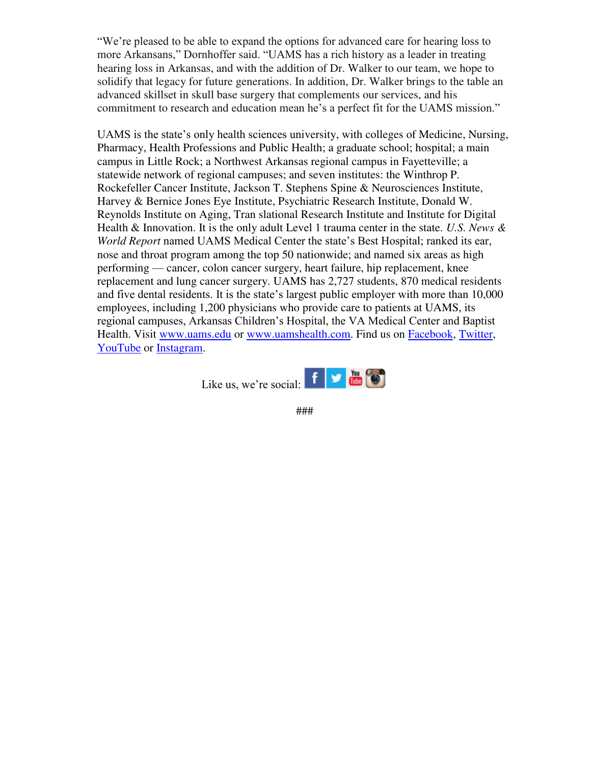"We're pleased to be able to expand the options for advanced care for hearing loss to more Arkansans," Dornhoffer said. "UAMS has a rich history as a leader in treating hearing loss in Arkansas, and with the addition of Dr. Walker to our team, we hope to solidify that legacy for future generations. In addition, Dr. Walker brings to the table an advanced skillset in skull base surgery that complements our services, and his commitment to research and education mean he's a perfect fit for the UAMS mission."

UAMS is the state's only health sciences university, with colleges of Medicine, Nursing, Pharmacy, Health Professions and Public Health; a graduate school; hospital; a main campus in Little Rock; a Northwest Arkansas regional campus in Fayetteville; a statewide network of regional campuses; and seven institutes: the Winthrop P. Rockefeller Cancer Institute, Jackson T. Stephens Spine & Neurosciences Institute, Harvey & Bernice Jones Eye Institute, Psychiatric Research Institute, Donald W. Reynolds Institute on Aging, Tran slational Research Institute and Institute for Digital Health & Innovation. It is the only adult Level 1 trauma center in the state. *U.S. News & World Report* named UAMS Medical Center the state's Best Hospital; ranked its ear, nose and throat program among the top 50 nationwide; and named six areas as high performing — cancer, colon cancer surgery, heart failure, hip replacement, knee replacement and lung cancer surgery. UAMS has 2,727 students, 870 medical residents and five dental residents. It is the state's largest public employer with more than 10,000 employees, including 1,200 physicians who provide care to patients at UAMS, its regional campuses, Arkansas Children's Hospital, the VA Medical Center and Baptist Health. Visit [www.uams.edu](http://www.uams.edu) or [www.uamshealth.com](http://www.uamshealth.com). Find us on Facebook, Twitter, YouTube or Instagram.

Like us, we're social:

###